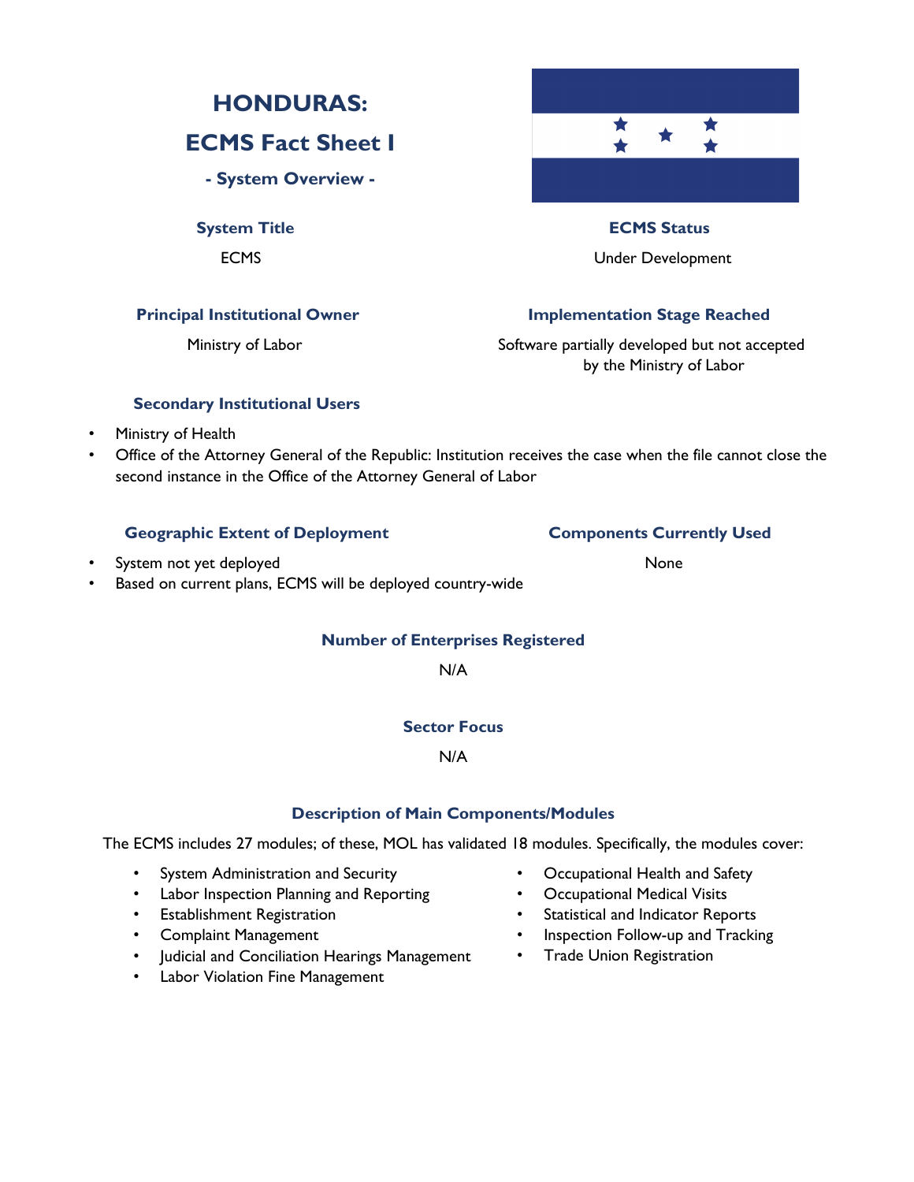# HONDURAS:

# ECMS Fact Sheet I

### - System Overview -

### System Title

ECMS

### ECMS Status

Under Development

### Principal Institutional Owner

Ministry of Labor

### Implementation Stage Reached

Software partially developed but not accepted by the Ministry of Labor

### Secondary Institutional Users

- Ministry of Health
- Office of the Attorney General of the Republic: Institution receives the case when the file cannot close the second instance in the Office of the Attorney General of Labor

### Geographic Extent of Deployment

- System not yet deployed
- Based on current plans, ECMS will be deployed country-wide

### Components Currently Used

None

### Number of Enterprises Registered

N/A

### Sector Focus

N/A

### Description of Main Components/Modules

The ECMS includes 27 modules; of these, MOL has validated 18 modules. Specifically, the modules cover:

- System Administration and Security
- Labor Inspection Planning and Reporting
- Establishment Registration
- Complaint Management
- Judicial and Conciliation Hearings Management
- Labor Violation Fine Management
- Occupational Health and Safety
- Occupational Medical Visits
- Statistical and Indicator Reports
- Inspection Follow-up and Tracking
- Trade Union Registration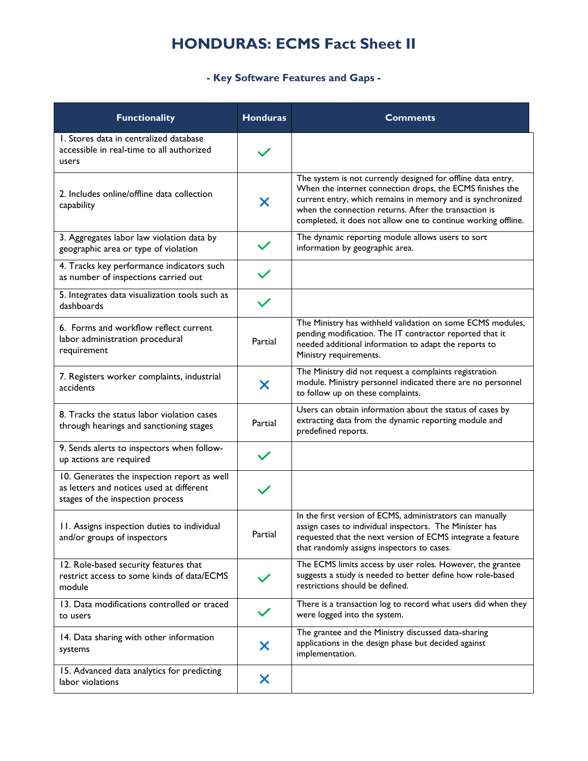# HONDURAS: ECMS Fact Sheet II

### - Key Software Features and Gaps -

| Functionality | Honduras | Comments |
|---|---|---|
| 1. Stores data in centralized database accessible in real-time to all authorized users | ✓ | |
| 2. Includes online/offline data collection capability | ✗ | The system is not currently designed for offline data entry. When the internet connection drops, the ECMS finishes the current entry, which remains in memory and is synchronized when the connection returns. After the transaction is completed, it does not allow one to continue working offline. |
| 3. Aggregates labor law violation data by geographic area or type of violation | ✓ | The dynamic reporting module allows users to sort information by geographic area. |
| 4. Tracks key performance indicators such as number of inspections carried out | ✓ | |
| 5. Integrates data visualization tools such as dashboards | ✓ | |
| 6. Forms and workflow reflect current labor administration procedural requirement | Partial | The Ministry has withheld validation on some ECMS modules, pending modification. The IT contractor reported that it needed additional information to adapt the reports to Ministry requirements. |
| 7. Registers worker complaints, industrial accidents | ✗ | The Ministry did not request a complaints registration module. Ministry personnel indicated there are no personnel to follow up on these complaints. |
| 8. Tracks the status labor violation cases through hearings and sanctioning stages | Partial | Users can obtain information about the status of cases by extracting data from the dynamic reporting module and predefined reports. |
| 9. Sends alerts to inspectors when follow-up actions are required | ✓ | |
| 10. Generates the inspection report as well as letters and notices used at different stages of the inspection process | ✓ | |
| 11. Assigns inspection duties to individual and/or groups of inspectors | Partial | In the first version of ECMS, administrators can manually assign cases to individual inspectors. The Minister has requested that the next version of ECMS integrate a feature that randomly assigns inspectors to cases. |
| 12. Role-based security features that restrict access to some kinds of data/ECMS module | ✓ | The ECMS limits access by user roles. However, the grantee suggests a study is needed to better define how role-based restrictions should be defined. |
| 13. Data modifications controlled or traced to users | ✓ | There is a transaction log to record what users did when they were logged into the system. |
| 14. Data sharing with other information systems | ✗ | The grantee and the Ministry discussed data-sharing applications in the design phase but decided against implementation. |
| 15. Advanced data analytics for predicting labor violations | ✗ | |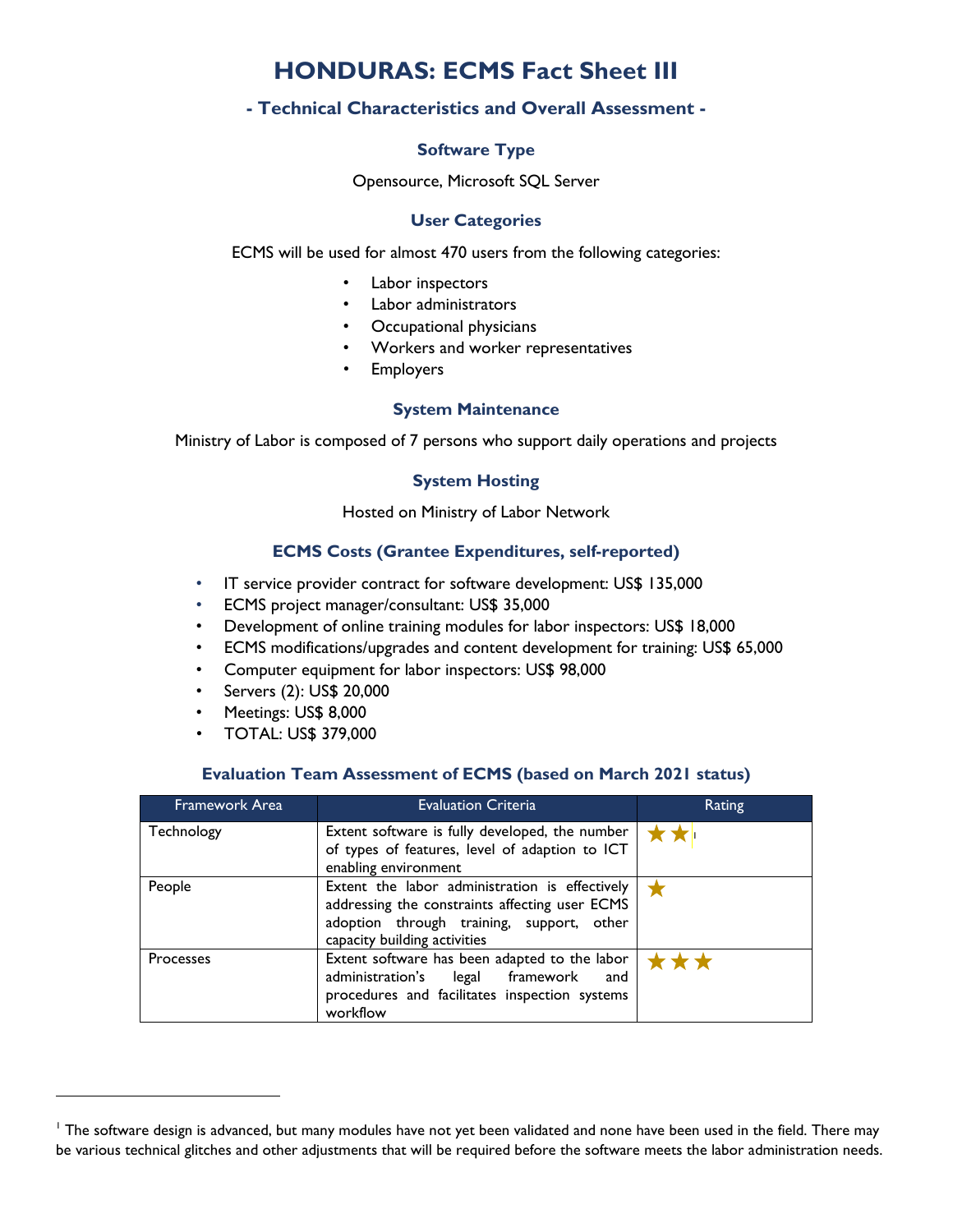# HONDURAS: ECMS Fact Sheet III

## - Technical Characteristics and Overall Assessment -

### Software Type

Opensource, Microsoft SQL Server

### User Categories

ECMS will be used for almost 470 users from the following categories:

- Labor inspectors
- Labor administrators
- Occupational physicians
- Workers and worker representatives
- Employers

### System Maintenance

Ministry of Labor is composed of 7 persons who support daily operations and projects

### System Hosting

Hosted on Ministry of Labor Network

### ECMS Costs (Grantee Expenditures, self-reported)

- IT service provider contract for software development: US$ 135,000
- ECMS project manager/consultant: US$ 35,000
- Development of online training modules for labor inspectors: US$ 18,000
- ECMS modifications/upgrades and content development for training: US$ 65,000
- Computer equipment for labor inspectors: US$ 98,000
- Servers (2): US$ 20,000
- Meetings: US$ 8,000
- TOTAL: US$ 379,000

### Evaluation Team Assessment of ECMS (based on March 2021 status)

| Framework Area | Evaluation Criteria | Rating |
|---|---|---|
| Technology | Extent software is fully developed, the number of types of features, level of adaption to ICT enabling environment | ★★[1] |
| People | Extent the labor administration is effectively addressing the constraints affecting user ECMS adoption through training, support, other capacity building activities | ★ |
| Processes | Extent software has been adapted to the labor administration's legal framework and procedures and facilitates inspection systems workflow | ★★★ |

[1] The software design is advanced, but many modules have not yet been validated and none have been used in the field. There may be various technical glitches and other adjustments that will be required before the software meets the labor administration needs.